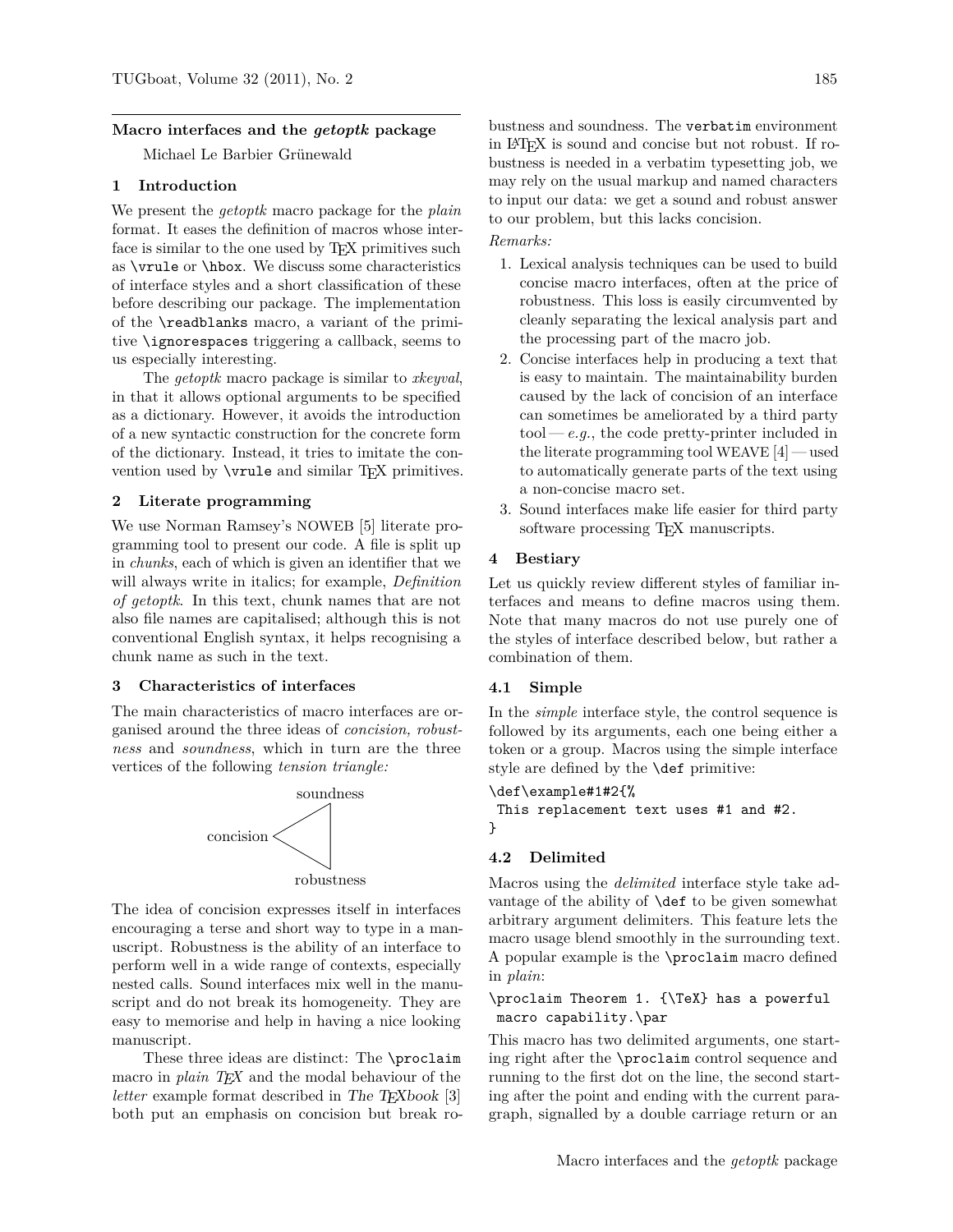# Macro interfaces and the *getoptk* package

Michael Le Barbier Grünewald

## 1 Introduction

We present the *getoptk* macro package for the *plain* format. It eases the definition of macros whose interface is similar to the one used by TeX primitives such as `\vrule` or `\hbox`. We discuss some characteristics of interface styles and a short classification of these before describing our package. The implementation of the `\readblanks` macro, a variant of the primitive `\ignorespaces` triggering a callback, seems to us especially interesting.

The *getoptk* macro package is similar to *xkeyval*, in that it allows optional arguments to be specified as a dictionary. However, it avoids the introduction of a new syntactic construction for the concrete form of the dictionary. Instead, it tries to imitate the convention used by `\vrule` and similar TeX primitives.

## 2 Literate programming

We use Norman Ramsey's NOWEB [5] literate programming tool to present our code. A file is split up in *chunks*, each of which is given an identifier that we will always write in italics; for example, *Definition of getoptk*. In this text, chunk names that are not also file names are capitalised; although this is not conventional English syntax, it helps recognising a chunk name as such in the text.

## 3 Characteristics of interfaces

The main characteristics of macro interfaces are organised around the three ideas of *concision, robustness* and *soundness*, which in turn are the three vertices of the following *tension triangle:*

```
                soundness
               /
     concision <
               \
                robustness
```

The idea of concision expresses itself in interfaces encouraging a terse and short way to type in a manuscript. Robustness is the ability of an interface to perform well in a wide range of contexts, especially nested calls. Sound interfaces mix well in the manuscript and do not break its homogeneity. They are easy to memorise and help in having a nice looking manuscript.

These three ideas are distinct: The `\proclaim` macro in *plain TeX* and the modal behaviour of the *letter* example format described in *The TeXbook* [3] both put an emphasis on concision but break robustness and soundness. The `verbatim` environment in LaTeX is sound and concise but not robust. If robustness is needed in a verbatim typesetting job, we may rely on the usual markup and named characters to input our data: we get a sound and robust answer to our problem, but this lacks concision.

*Remarks:*

1. Lexical analysis techniques can be used to build concise macro interfaces, often at the price of robustness. This loss is easily circumvented by cleanly separating the lexical analysis part and the processing part of the macro job.
2. Concise interfaces help in producing a text that is easy to maintain. The maintainability burden caused by the lack of concision of an interface can sometimes be ameliorated by a third party tool — *e.g.*, the code pretty-printer included in the literate programming tool WEAVE [4] — used to automatically generate parts of the text using a non-concise macro set.
3. Sound interfaces make life easier for third party software processing TeX manuscripts.

## 4 Bestiary

Let us quickly review different styles of familiar interfaces and means to define macros using them. Note that many macros do not use purely one of the styles of interface described below, but rather a combination of them.

### 4.1 Simple

In the *simple* interface style, the control sequence is followed by its arguments, each one being either a token or a group. Macros using the simple interface style are defined by the `\def` primitive:

```
\def\example#1#2{%
 This replacement text uses #1 and #2.
}
```

### 4.2 Delimited

Macros using the *delimited* interface style take advantage of the ability of `\def` to be given somewhat arbitrary argument delimiters. This feature lets the macro usage blend smoothly in the surrounding text. A popular example is the `\proclaim` macro defined in *plain*:

```
\proclaim Theorem 1. {\TeX} has a powerful
 macro capability.\par
```

This macro has two delimited arguments, one starting right after the `\proclaim` control sequence and running to the first dot on the line, the second starting after the point and ending with the current paragraph, signalled by a double carriage return or an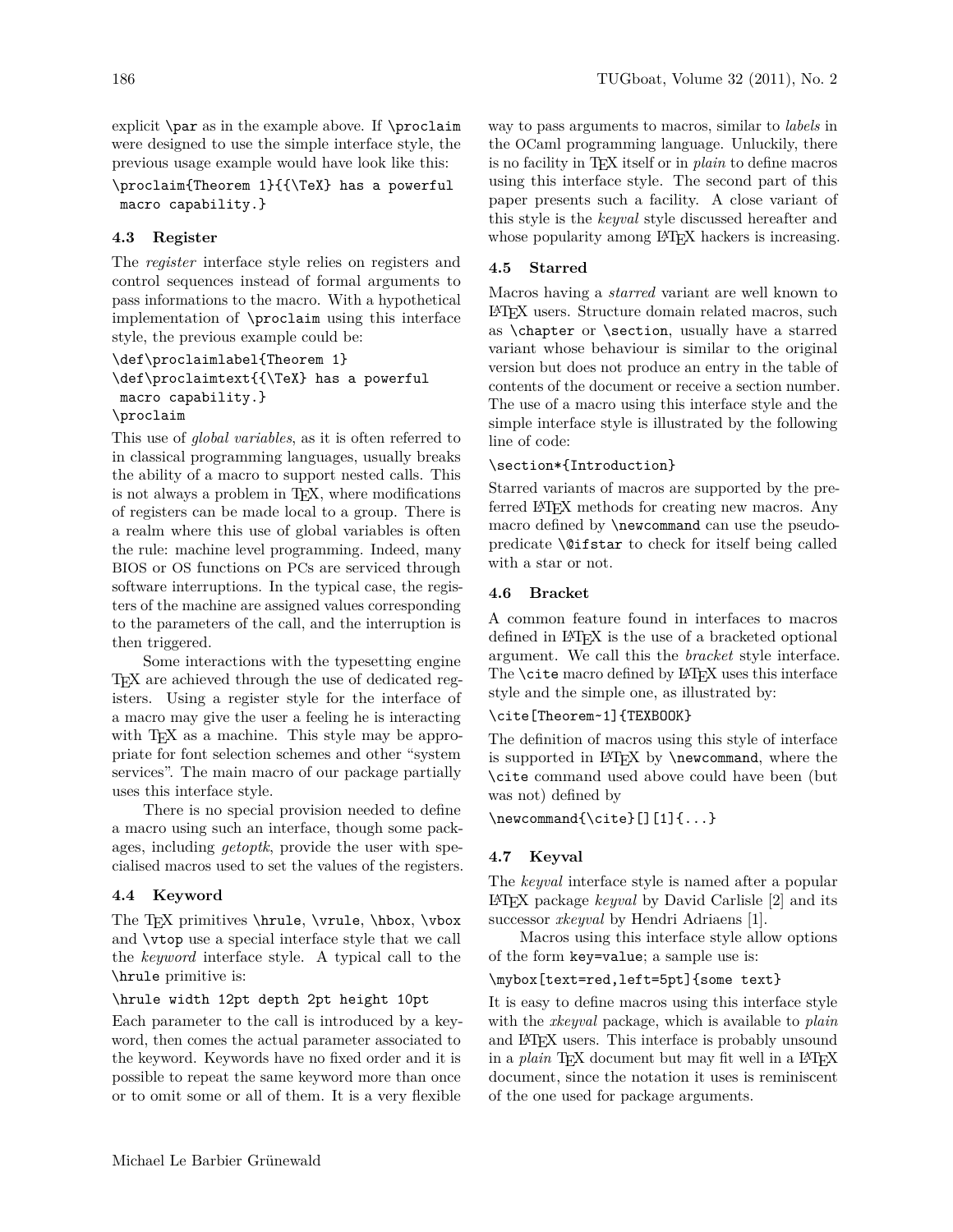explicit `\par` as in the example above. If `\proclaim` were designed to use the simple interface style, the previous usage example would have look like this:

```
\proclaim{Theorem 1}{{\TeX} has a powerful
 macro capability.}
```

### 4.3 Register

The *register* interface style relies on registers and control sequences instead of formal arguments to pass informations to the macro. With a hypothetical implementation of `\proclaim` using this interface style, the previous example could be:

```
\def\proclaimlabel{Theorem 1}
\def\proclaimtext{{\TeX} has a powerful
 macro capability.}
\proclaim
```

This use of *global variables*, as it is often referred to in classical programming languages, usually breaks the ability of a macro to support nested calls. This is not always a problem in TeX, where modifications of registers can be made local to a group. There is a realm where this use of global variables is often the rule: machine level programming. Indeed, many BIOS or OS functions on PCs are serviced through software interruptions. In the typical case, the registers of the machine are assigned values corresponding to the parameters of the call, and the interruption is then triggered.

Some interactions with the typesetting engine TeX are achieved through the use of dedicated registers. Using a register style for the interface of a macro may give the user a feeling he is interacting with TeX as a machine. This style may be appropriate for font selection schemes and other "system services". The main macro of our package partially uses this interface style.

There is no special provision needed to define a macro using such an interface, though some packages, including *getoptk*, provide the user with specialised macros used to set the values of the registers.

### 4.4 Keyword

The TeX primitives `\hrule`, `\vrule`, `\hbox`, `\vbox` and `\vtop` use a special interface style that we call the *keyword* interface style. A typical call to the `\hrule` primitive is:

```
\hrule width 12pt depth 2pt height 10pt
```

Each parameter to the call is introduced by a keyword, then comes the actual parameter associated to the keyword. Keywords have no fixed order and it is possible to repeat the same keyword more than once or to omit some or all of them. It is a very flexible way to pass arguments to macros, similar to *labels* in the OCaml programming language. Unluckily, there is no facility in TeX itself or in *plain* to define macros using this interface style. The second part of this paper presents such a facility. A close variant of this style is the *keyval* style discussed hereafter and whose popularity among LaTeX hackers is increasing.

### 4.5 Starred

Macros having a *starred* variant are well known to LaTeX users. Structure domain related macros, such as `\chapter` or `\section`, usually have a starred variant whose behaviour is similar to the original version but does not produce an entry in the table of contents of the document or receive a section number. The use of a macro using this interface style and the simple interface style is illustrated by the following line of code:

```
\section*{Introduction}
```

Starred variants of macros are supported by the preferred LaTeX methods for creating new macros. Any macro defined by `\newcommand` can use the pseudo-predicate `\@ifstar` to check for itself being called with a star or not.

### 4.6 Bracket

A common feature found in interfaces to macros defined in LaTeX is the use of a bracketed optional argument. We call this the *bracket* style interface. The `\cite` macro defined by LaTeX uses this interface style and the simple one, as illustrated by:

```
\cite[Theorem~1]{TEXBOOK}
```

The definition of macros using this style of interface is supported in LaTeX by `\newcommand`, where the `\cite` command used above could have been (but was not) defined by

```
\newcommand{\cite}[][1]{...}
```

### 4.7 Keyval

The *keyval* interface style is named after a popular LaTeX package *keyval* by David Carlisle [2] and its successor *xkeyval* by Hendri Adriaens [1].

Macros using this interface style allow options of the form `key=value`; a sample use is:

```
\mybox[text=red,left=5pt]{some text}
```

It is easy to define macros using this interface style with the *xkeyval* package, which is available to *plain* and LaTeX users. This interface is probably unsound in a *plain* TeX document but may fit well in a LaTeX document, since the notation it uses is reminiscent of the one used for package arguments.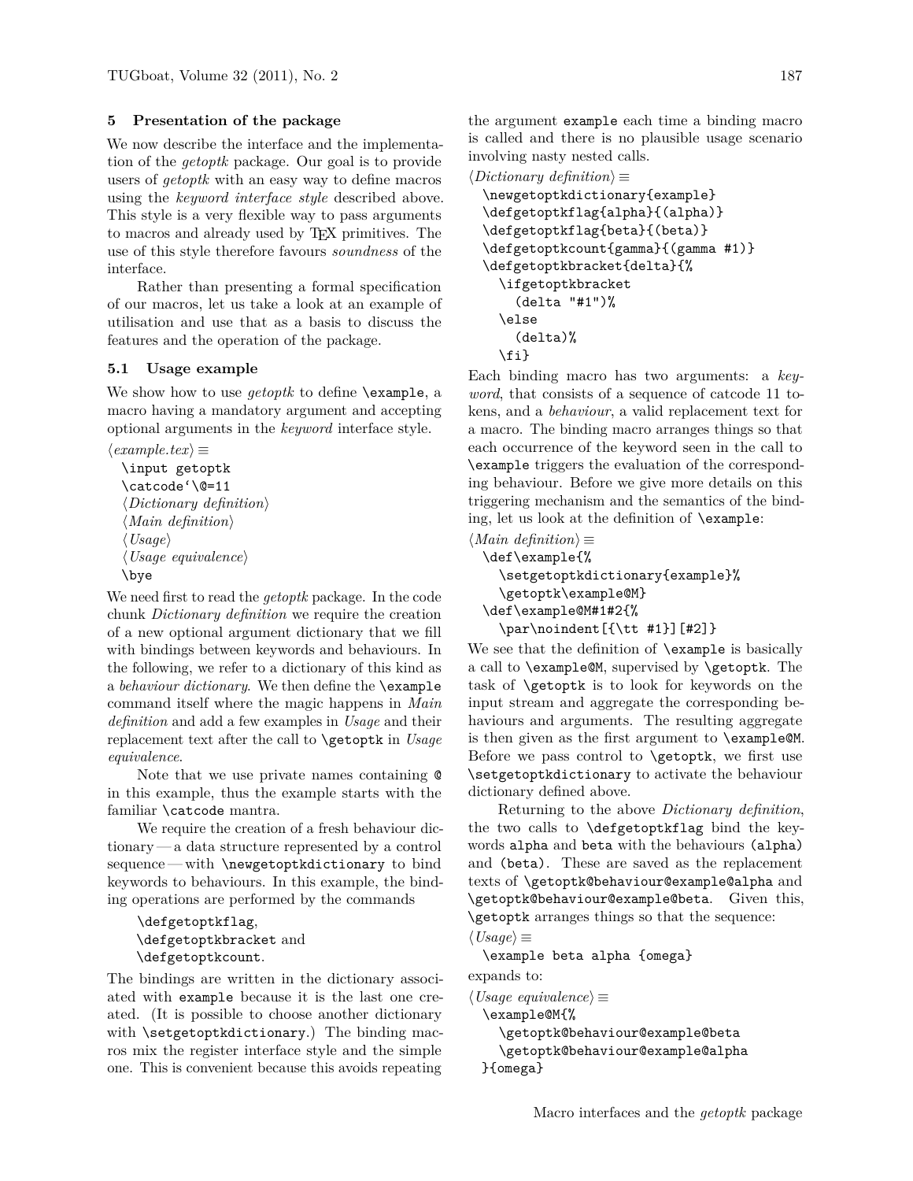## 5 Presentation of the package

We now describe the interface and the implementation of the *getoptk* package. Our goal is to provide users of *getoptk* with an easy way to define macros using the *keyword interface style* described above. This style is a very flexible way to pass arguments to macros and already used by TeX primitives. The use of this style therefore favours *soundness* of the interface.

Rather than presenting a formal specification of our macros, let us take a look at an example of utilisation and use that as a basis to discuss the features and the operation of the package.

### 5.1 Usage example

We show how to use *getoptk* to define `\example`, a macro having a mandatory argument and accepting optional arguments in the *keyword* interface style.

⟨*example.tex*⟩ ≡

```
\input getoptk
\catcode`\@=11
⟨Dictionary definition⟩
⟨Main definition⟩
⟨Usage⟩
⟨Usage equivalence⟩
\bye
```

We need first to read the *getoptk* package. In the code chunk *Dictionary definition* we require the creation of a new optional argument dictionary that we fill with bindings between keywords and behaviours. In the following, we refer to a dictionary of this kind as a *behaviour dictionary*. We then define the `\example` command itself where the magic happens in *Main definition* and add a few examples in *Usage* and their replacement text after the call to `\getoptk` in *Usage equivalence*.

Note that we use private names containing `@` in this example, thus the example starts with the familiar `\catcode` mantra.

We require the creation of a fresh behaviour dictionary — a data structure represented by a control sequence — with `\newgetoptkdictionary` to bind keywords to behaviours. In this example, the binding operations are performed by the commands

> `\defgetoptkflag`,
> `\defgetoptkbracket` and
> `\defgetoptkcount`.

The bindings are written in the dictionary associated with `example` because it is the last one created. (It is possible to choose another dictionary with `\setgetoptkdictionary`.) The binding macros mix the register interface style and the simple one. This is convenient because this avoids repeating the argument `example` each time a binding macro is called and there is no plausible usage scenario involving nasty nested calls.

⟨*Dictionary definition*⟩ ≡

```
\newgetoptkdictionary{example}
\defgetoptkflag{alpha}{(alpha)}
\defgetoptkflag{beta}{(beta)}
\defgetoptkcount{gamma}{(gamma #1)}
\defgetoptkbracket{delta}{%
  \ifgetoptkbracket
    (delta "#1")%
  \else
    (delta)%
  \fi}
```

Each binding macro has two arguments: a *keyword*, that consists of a sequence of catcode 11 tokens, and a *behaviour*, a valid replacement text for a macro. The binding macro arranges things so that each occurrence of the keyword seen in the call to `\example` triggers the evaluation of the corresponding behaviour. Before we give more details on this triggering mechanism and the semantics of the binding, let us look at the definition of `\example`:

⟨*Main definition*⟩ ≡

```
\def\example{%
  \setgetoptkdictionary{example}%
  \getoptk\example@M}
\def\example@M#1#2{%
  \par\noindent[{\tt #1}][#2]}
```

We see that the definition of `\example` is basically a call to `\example@M`, supervised by `\getoptk`. The task of `\getoptk` is to look for keywords on the input stream and aggregate the corresponding behaviours and arguments. The resulting aggregate is then given as the first argument to `\example@M`. Before we pass control to `\getoptk`, we first use `\setgetoptkdictionary` to activate the behaviour dictionary defined above.

Returning to the above *Dictionary definition*, the two calls to `\defgetoptkflag` bind the keywords `alpha` and `beta` with the behaviours `(alpha)` and `(beta)`. These are saved as the replacement texts of `\getoptk@behaviour@example@alpha` and `\getoptk@behaviour@example@beta`. Given this, `\getoptk` arranges things so that the sequence:

⟨*Usage*⟩ ≡

```
\example beta alpha {omega}
```

expands to:

⟨*Usage equivalence*⟩ ≡

```
\example@M{%
  \getoptk@behaviour@example@beta
  \getoptk@behaviour@example@alpha
}{omega}
```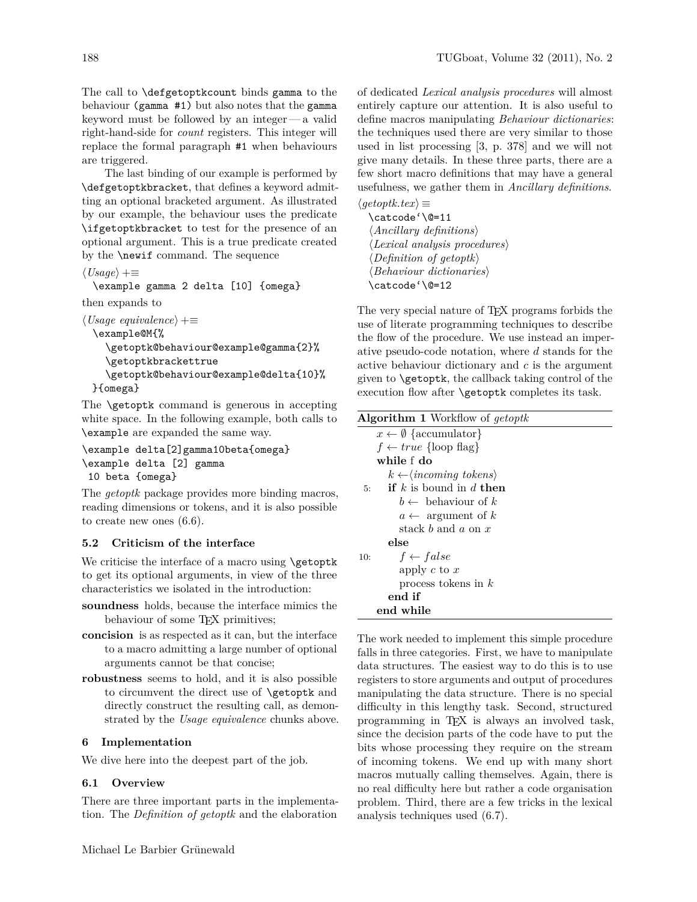The call to `\defgetoptkcount` binds `gamma` to the behaviour `(gamma #1)` but also notes that the `gamma` keyword must be followed by an integer — a valid right-hand-side for *count* registers. This integer will replace the formal paragraph `#1` when behaviours are triggered.

The last binding of our example is performed by `\defgetoptkbracket`, that defines a keyword admitting an optional bracketed argument. As illustrated by our example, the behaviour uses the predicate `\ifgetoptkbracket` to test for the presence of an optional argument. This is a true predicate created by the `\newif` command. The sequence

⟨*Usage*⟩ +≡

```
\example gamma 2 delta [10] {omega}
```

then expands to

⟨*Usage equivalence*⟩ +≡

```
\example@M{%
  \getoptk@behaviour@example@gamma{2}%
  \getoptkbrackettrue
  \getoptk@behaviour@example@delta{10}%
}{omega}
```

The `\getoptk` command is generous in accepting white space. In the following example, both calls to `\example` are expanded the same way.

```
\example delta[2]gamma10beta{omega}
\example delta [2] gamma
 10 beta {omega}
```

The *getoptk* package provides more binding macros, reading dimensions or tokens, and it is also possible to create new ones (6.6).

### 5.2 Criticism of the interface

We criticise the interface of a macro using `\getoptk` to get its optional arguments, in view of the three characteristics we isolated in the introduction:

- **soundness** holds, because the interface mimics the behaviour of some TeX primitives;
- **concision** is as respected as it can, but the interface to a macro admitting a large number of optional arguments cannot be that concise;
- **robustness** seems to hold, and it is also possible to circumvent the direct use of `\getoptk` and directly construct the resulting call, as demonstrated by the *Usage equivalence* chunks above.

## 6 Implementation

We dive here into the deepest part of the job.

### 6.1 Overview

There are three important parts in the implementation. The *Definition of getoptk* and the elaboration of dedicated *Lexical analysis procedures* will almost entirely capture our attention. It is also useful to define macros manipulating *Behaviour dictionaries*: the techniques used there are very similar to those used in list processing [3, p. 378] and we will not give many details. In these three parts, there are a few short macro definitions that may have a general usefulness, we gather them in *Ancillary definitions*.

⟨*getoptk.tex*⟩ ≡

```
\catcode`\@=11
⟨Ancillary definitions⟩
⟨Lexical analysis procedures⟩
⟨Definition of getoptk⟩
⟨Behaviour dictionaries⟩
\catcode`\@=12
```

The very special nature of TeX programs forbids the use of literate programming techniques to describe the flow of the procedure. We use instead an imperative pseudo-code notation, where $d$ stands for the active behaviour dictionary and $c$ is the argument given to `\getoptk`, the callback taking control of the execution flow after `\getoptk` completes its task.

**Algorithm 1** Workflow of *getoptk*

```
    x ← ∅ {accumulator}
    f ← true {loop flag}
    while f do
      k ←⟨incoming tokens⟩
5:    if k is bound in d then
        b ← behaviour of k
        a ← argument of k
        stack b and a on x
      else
10:     f ← false
        apply c to x
        process tokens in k
      end if
    end while
```

The work needed to implement this simple procedure falls in three categories. First, we have to manipulate data structures. The easiest way to do this is to use registers to store arguments and output of procedures manipulating the data structure. There is no special difficulty in this lengthy task. Second, structured programming in TeX is always an involved task, since the decision parts of the code have to put the bits whose processing they require on the stream of incoming tokens. We end up with many short macros mutually calling themselves. Again, there is no real difficulty here but rather a code organisation problem. Third, there are a few tricks in the lexical analysis techniques used (6.7).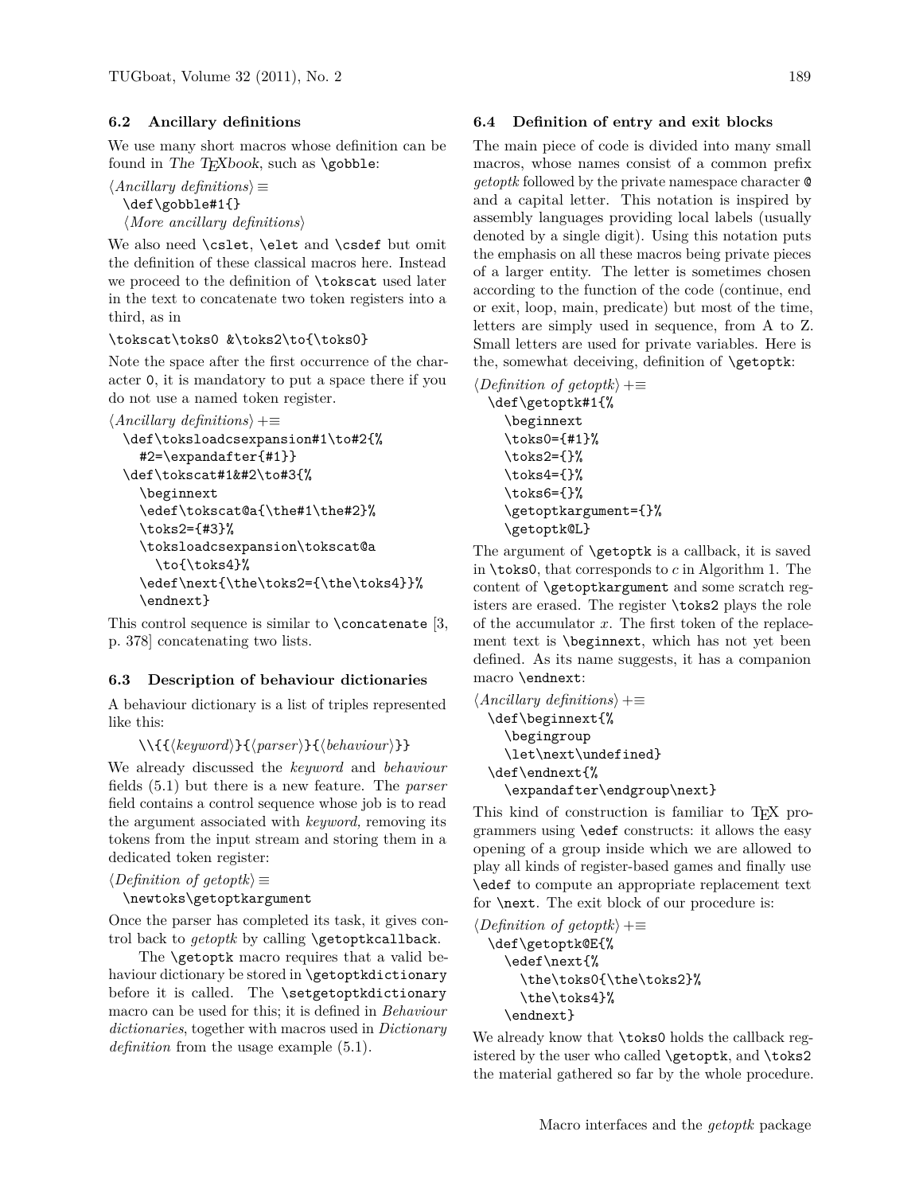### 6.2 Ancillary definitions

We use many short macros whose definition can be found in *The TEXbook*, such as `\gobble`:

⟨*Ancillary definitions*⟩ ≡

```
\def\gobble#1{}
```
⟨*More ancillary definitions*⟩

We also need `\cslet`, `\elet` and `\csdef` but omit the definition of these classical macros here. Instead we proceed to the definition of `\tokscat` used later in the text to concatenate two token registers into a third, as in

```
\tokscat\toks0 &\toks2\to{\toks0}
```

Note the space after the first occurrence of the character `0`, it is mandatory to put a space there if you do not use a named token register.

⟨*Ancillary definitions*⟩ +≡

```
\def\toksloadcsexpansion#1\to#2{%
  #2=\expandafter{#1}}
\def\tokscat#1&#2\to#3{%
  \beginnext
  \edef\tokscat@a{\the#1\the#2}%
  \toks2={#3}%
  \toksloadcsexpansion\tokscat@a
    \to{\toks4}%
  \edef\next{\the\toks2={\the\toks4}}%
  \endnext}
```

This control sequence is similar to `\concatenate` [3, p. 378] concatenating two lists.

### 6.3 Description of behaviour dictionaries

A behaviour dictionary is a list of triples represented like this:

`\\{{`⟨*keyword*⟩`}{`⟨*parser*⟩`}{`⟨*behaviour*⟩`}}`

We already discussed the *keyword* and *behaviour* fields (5.1) but there is a new feature. The *parser* field contains a control sequence whose job is to read the argument associated with *keyword,* removing its tokens from the input stream and storing them in a dedicated token register:

⟨*Definition of getoptk*⟩ ≡

```
\newtoks\getoptkargument
```

Once the parser has completed its task, it gives control back to *getoptk* by calling `\getoptkcallback`.

The `\getoptk` macro requires that a valid behaviour dictionary be stored in `\getoptkdictionary` before it is called. The `\setgetoptkdictionary` macro can be used for this; it is defined in *Behaviour dictionaries*, together with macros used in *Dictionary definition* from the usage example (5.1).

### 6.4 Definition of entry and exit blocks

The main piece of code is divided into many small macros, whose names consist of a common prefix *getoptk* followed by the private namespace character `@` and a capital letter. This notation is inspired by assembly languages providing local labels (usually denoted by a single digit). Using this notation puts the emphasis on all these macros being private pieces of a larger entity. The letter is sometimes chosen according to the function of the code (continue, end or exit, loop, main, predicate) but most of the time, letters are simply used in sequence, from A to Z. Small letters are used for private variables. Here is the, somewhat deceiving, definition of `\getoptk`:

⟨*Definition of getoptk*⟩ +≡

```
\def\getoptk#1{%
  \beginnext
  \toks0={#1}%
  \toks2={}%
  \toks4={}%
  \toks6={}%
  \getoptkargument={}%
  \getoptk@L}
```

The argument of `\getoptk` is a callback, it is saved in `\toks0`, that corresponds to $c$ in Algorithm 1. The content of `\getoptkargument` and some scratch registers are erased. The register `\toks2` plays the role of the accumulator $x$. The first token of the replacement text is `\beginnext`, which has not yet been defined. As its name suggests, it has a companion macro `\endnext`:

⟨*Ancillary definitions*⟩ +≡

```
\def\beginnext{%
  \begingroup
  \let\next\undefined}
\def\endnext{%
  \expandafter\endgroup\next}
```

This kind of construction is familiar to TEX programmers using `\edef` constructs: it allows the easy opening of a group inside which we are allowed to play all kinds of register-based games and finally use `\edef` to compute an appropriate replacement text for `\next`. The exit block of our procedure is:

⟨*Definition of getoptk*⟩ +≡

```
\def\getoptk@E{%
  \edef\next{%
    \the\toks0{\the\toks2}%
    \the\toks4}%
  \endnext}
```

We already know that `\toks0` holds the callback registered by the user who called `\getoptk`, and `\toks2` the material gathered so far by the whole procedure.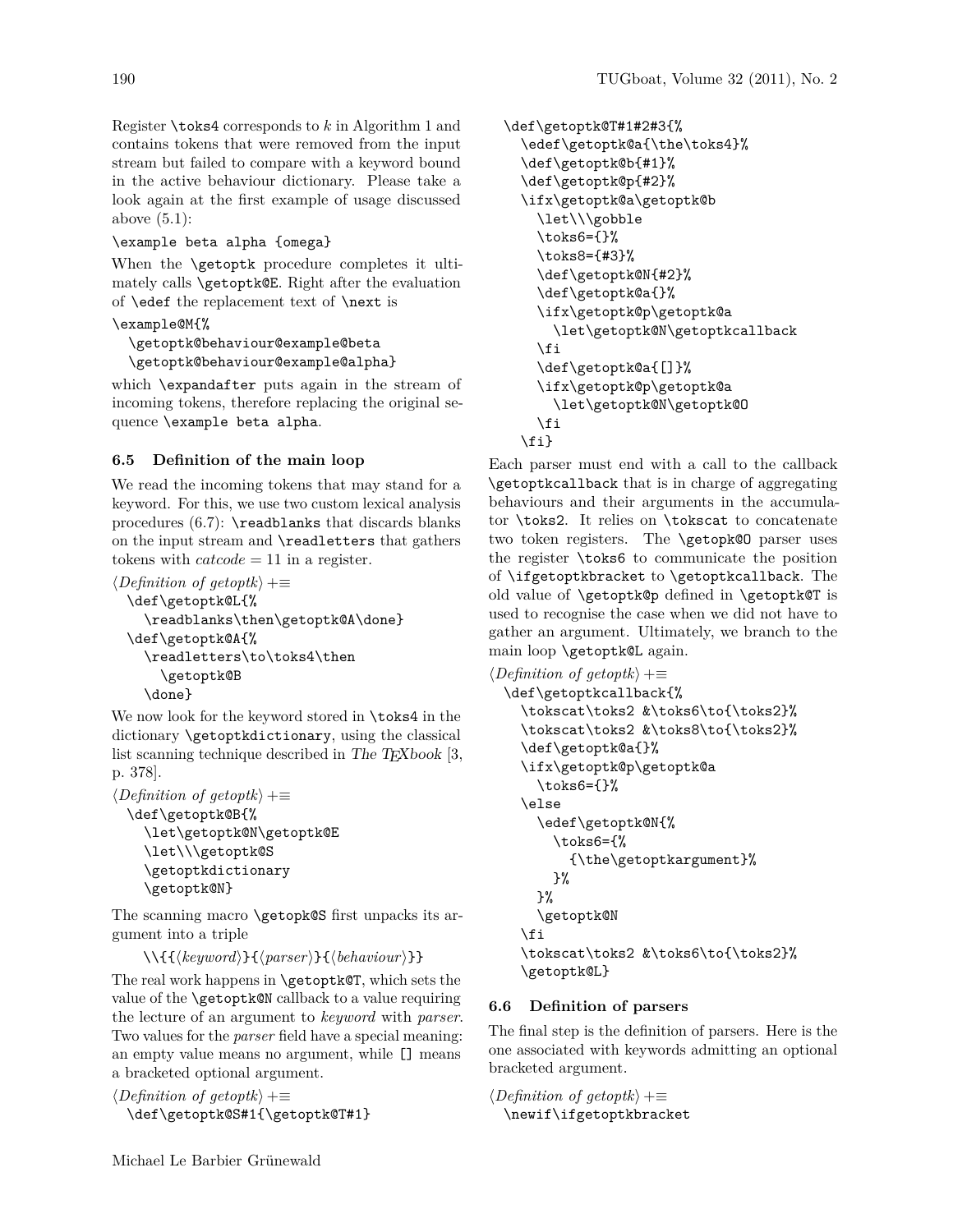Register \toks4 corresponds to *k* in Algorithm 1 and contains tokens that were removed from the input stream but failed to compare with a keyword bound in the active behaviour dictionary. Please take a look again at the first example of usage discussed above (5.1):

```
\example beta alpha {omega}
```

When the \getoptk procedure completes it ultimately calls \getoptk@E. Right after the evaluation of \edef the replacement text of \next is

```
\example@M{%
  \getoptk@behaviour@example@beta
  \getoptk@behaviour@example@alpha}
```

which \expandafter puts again in the stream of incoming tokens, therefore replacing the original sequence \example beta alpha.

### 6.5 Definition of the main loop

We read the incoming tokens that may stand for a keyword. For this, we use two custom lexical analysis procedures (6.7): \readblanks that discards blanks on the input stream and \readletters that gathers tokens with *catcode* = 11 in a register.

⟨*Definition of getoptk*⟩ +≡

```
\def\getoptk@L{%
  \readblanks\then\getoptk@A\done}
\def\getoptk@A{%
  \readletters\to\toks4\then
    \getoptk@B
  \done}
```

We now look for the keyword stored in \toks4 in the dictionary \getoptkdictionary, using the classical list scanning technique described in *The TEXbook* [3, p. 378].

⟨*Definition of getoptk*⟩ +≡

```
\def\getoptk@B{%
  \let\getoptk@N\getoptk@E
  \let\\\getoptk@S
  \getoptkdictionary
  \getoptk@N}
```

The scanning macro \getopk@S first unpacks its argument into a triple

\\{{⟨*keyword*⟩}{⟨*parser*⟩}{⟨*behaviour*⟩}}

The real work happens in \getoptk@T, which sets the value of the \getoptk@N callback to a value requiring the lecture of an argument to *keyword* with *parser*. Two values for the *parser* field have a special meaning: an empty value means no argument, while [] means a bracketed optional argument.

⟨*Definition of getoptk*⟩ +≡

```
\def\getoptk@S#1{\getoptk@T#1}
\def\getoptk@T#1#2#3{%
  \edef\getoptk@a{\the\toks4}%
  \def\getoptk@b{#1}%
  \def\getoptk@p{#2}%
  \ifx\getoptk@a\getoptk@b
    \let\\\gobble
    \toks6={}%
    \toks8={#3}%
    \def\getoptk@N{#2}%
    \def\getoptk@a{}%
    \ifx\getoptk@p\getoptk@a
      \let\getoptk@N\getoptkcallback
    \fi
    \def\getoptk@a{[]}%
    \ifx\getoptk@p\getoptk@a
      \let\getoptk@N\getoptk@O
    \fi
  \fi}
```

Each parser must end with a call to the callback \getoptkcallback that is in charge of aggregating behaviours and their arguments in the accumulator \toks2. It relies on \tokscat to concatenate two token registers. The \getopk@O parser uses the register \toks6 to communicate the position of \ifgetoptkbracket to \getoptkcallback. The old value of \getoptk@p defined in \getoptk@T is used to recognise the case when we did not have to gather an argument. Ultimately, we branch to the main loop \getoptk@L again.

⟨*Definition of getoptk*⟩ +≡

```
\def\getoptkcallback{%
  \tokscat\toks2 &\toks6\to{\toks2}%
  \tokscat\toks2 &\toks8\to{\toks2}%
  \def\getoptk@a{}%
  \ifx\getoptk@p\getoptk@a
    \toks6={}%
  \else
    \edef\getoptk@N{%
      \toks6={%
        {\the\getoptkargument}%
      }%
    }%
    \getoptk@N
  \fi
  \tokscat\toks2 &\toks6\to{\toks2}%
  \getoptk@L}
```

### 6.6 Definition of parsers

The final step is the definition of parsers. Here is the one associated with keywords admitting an optional bracketed argument.

⟨*Definition of getoptk*⟩ +≡

```
\newif\ifgetoptkbracket
```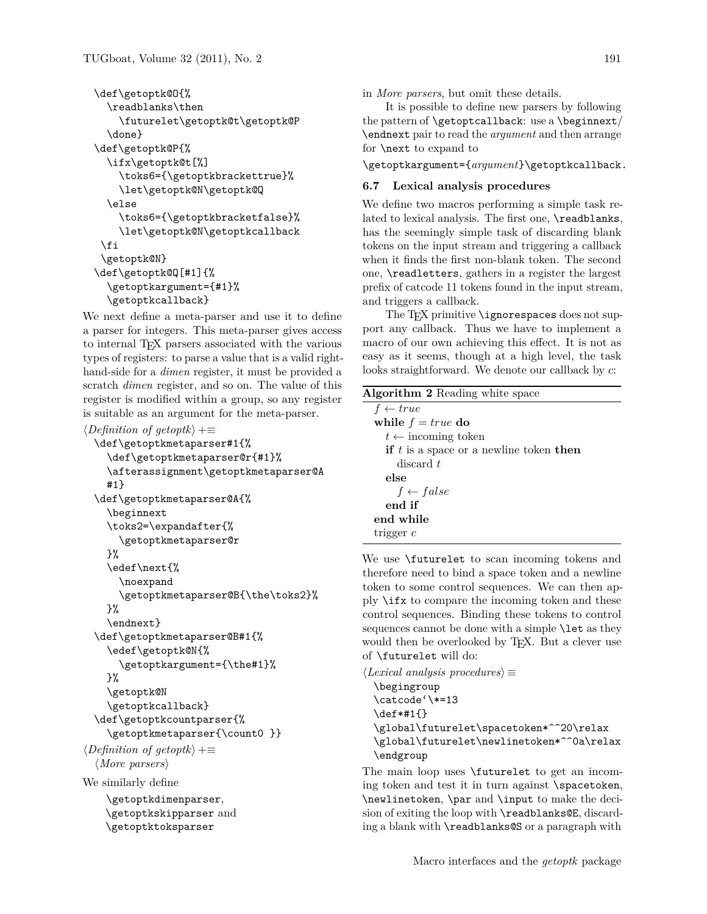```
\def\getoptk@O{%
  \readblanks\then
    \futurelet\getoptk@t\getoptk@P
  \done}
\def\getoptk@P{%
  \ifx\getoptk@t[%]
    \toks6={\getoptkbrackettrue}%
    \let\getoptk@N\getoptk@Q
  \else
    \toks6={\getoptkbracketfalse}%
    \let\getoptk@N\getoptkcallback
 \fi
 \getoptk@N}
\def\getoptk@Q[#1]{%
  \getoptkargument={#1}%
  \getoptkcallback}
```

We next define a meta-parser and use it to define a parser for integers. This meta-parser gives access to internal TEX parsers associated with the various types of registers: to parse a value that is a valid right-hand-side for a *dimen* register, it must be provided a scratch *dimen* register, and so on. The value of this register is modified within a group, so any register is suitable as an argument for the meta-parser.

⟨*Definition of getoptk*⟩ +≡

```
\def\getoptkmetaparser#1{%
  \def\getoptkmetaparser@r{#1}%
  \afterassignment\getoptkmetaparser@A
  #1}
\def\getoptkmetaparser@A{%
  \beginnext
  \toks2=\expandafter{%
    \getoptkmetaparser@r
  }%
  \edef\next{%
    \noexpand
    \getoptkmetaparser@B{\the\toks2}%
  }%
  \endnext}
\def\getoptkmetaparser@B#1{%
  \edef\getoptk@N{%
    \getoptkargument={\the#1}%
  }%
  \getoptk@N
  \getoptkcallback}
\def\getoptkcountparser{%
  \getoptkmetaparser{\count0 }}
```

⟨*Definition of getoptk*⟩ +≡
⟨*More parsers*⟩

We similarly define

> `\getoptkdimenparser`,
> `\getoptkskipparser` and
> `\getoptktoksparser`

in *More parsers*, but omit these details.

It is possible to define new parsers by following the pattern of `\getoptcallback`: use a `\beginnext`/`\endnext` pair to read the *argument* and then arrange for `\next` to expand to

`\getoptkargument={`*argument*`}\getoptkcallback.`

### 6.7 Lexical analysis procedures

We define two macros performing a simple task related to lexical analysis. The first one, `\readblanks`, has the seemingly simple task of discarding blank tokens on the input stream and triggering a callback when it finds the first non-blank token. The second one, `\readletters`, gathers in a register the largest prefix of catcode 11 tokens found in the input stream, and triggers a callback.

The TEX primitive `\ignorespaces` does not support any callback. Thus we have to implement a macro of our own achieving this effect. It is not as easy as it seems, though at a high level, the task looks straightforward. We denote our callback by $c$:

**Algorithm 2** Reading white space

> $f \leftarrow true$
> **while** $f = true$ **do**
> &nbsp;&nbsp;&nbsp;&nbsp;$t \leftarrow$ incoming token
> &nbsp;&nbsp;&nbsp;&nbsp;**if** $t$ is a space or a newline token **then**
> &nbsp;&nbsp;&nbsp;&nbsp;&nbsp;&nbsp;&nbsp;&nbsp;discard $t$
> &nbsp;&nbsp;&nbsp;&nbsp;**else**
> &nbsp;&nbsp;&nbsp;&nbsp;&nbsp;&nbsp;&nbsp;&nbsp;$f \leftarrow false$
> &nbsp;&nbsp;&nbsp;&nbsp;**end if**
> **end while**
> trigger $c$

We use `\futurelet` to scan incoming tokens and therefore need to bind a space token and a newline token to some control sequences. We can then apply `\ifx` to compare the incoming token and these control sequences. Binding these tokens to control sequences cannot be done with a simple `\let` as they would then be overlooked by TEX. But a clever use of `\futurelet` will do:

⟨*Lexical analysis procedures*⟩ ≡

```
\begingroup
\catcode`\*=13
\def*#1{}
\global\futurelet\spacetoken*^^20\relax
\global\futurelet\newlinetoken*^^0a\relax
\endgroup
```

The main loop uses `\futurelet` to get an incoming token and test it in turn against `\spacetoken`, `\newlinetoken`, `\par` and `\input` to make the decision of exiting the loop with `\readblanks@E`, discarding a blank with `\readblanks@S` or a paragraph with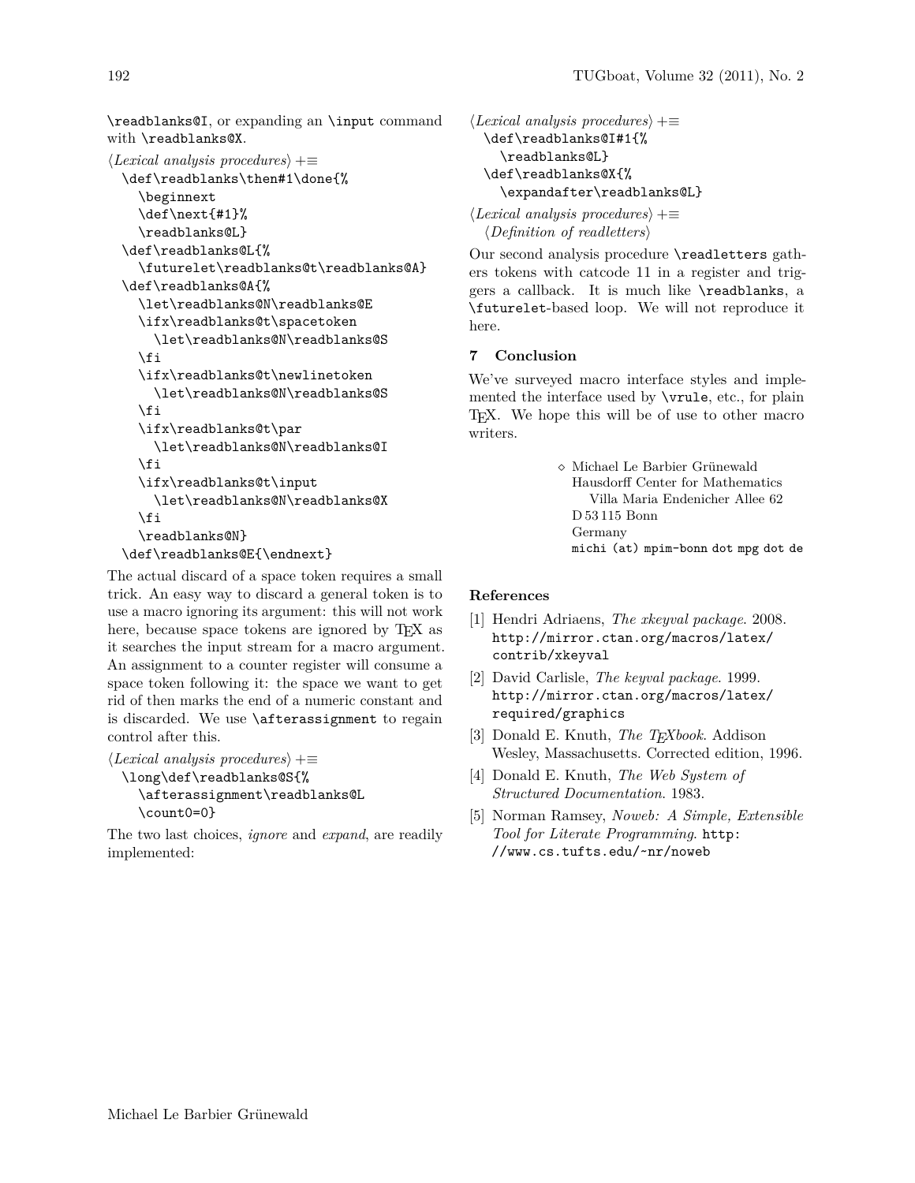\readblanks@I, or expanding an \input command with \readblanks@X.

```
⟨Lexical analysis procedures⟩ +≡
  \def\readblanks\then#1\done{%
    \beginnext
    \def\next{#1}%
    \readblanks@L}
  \def\readblanks@L{%
    \futurelet\readblanks@t\readblanks@A}
  \def\readblanks@A{%
    \let\readblanks@N\readblanks@E
    \ifx\readblanks@t\spacetoken
      \let\readblanks@N\readblanks@S
    \fi
    \ifx\readblanks@t\newlinetoken
      \let\readblanks@N\readblanks@S
    \fi
    \ifx\readblanks@t\par
      \let\readblanks@N\readblanks@I
    \fi
    \ifx\readblanks@t\input
      \let\readblanks@N\readblanks@X
    \fi
    \readblanks@N}
  \def\readblanks@E{\endnext}
```

The actual discard of a space token requires a small trick. An easy way to discard a general token is to use a macro ignoring its argument: this will not work here, because space tokens are ignored by TEX as it searches the input stream for a macro argument. An assignment to a counter register will consume a space token following it: the space we want to get rid of then marks the end of a numeric constant and is discarded. We use \afterassignment to regain control after this.

```
⟨Lexical analysis procedures⟩ +≡
  \long\def\readblanks@S{%
    \afterassignment\readblanks@L
    \count0=0}
```

The two last choices, *ignore* and *expand*, are readily implemented:

```
⟨Lexical analysis procedures⟩ +≡
  \def\readblanks@I#1{%
    \readblanks@L}
  \def\readblanks@X{%
    \expandafter\readblanks@L}
```

```
⟨Lexical analysis procedures⟩ +≡
  ⟨Definition of readletters⟩
```

Our second analysis procedure \readletters gathers tokens with catcode 11 in a register and triggers a callback. It is much like \readblanks, a \futurelet-based loop. We will not reproduce it here.

## 7 Conclusion

We've surveyed macro interface styles and implemented the interface used by \vrule, etc., for plain TEX. We hope this will be of use to other macro writers.

◇ Michael Le Barbier Grünewald
Hausdorff Center for Mathematics
Villa Maria Endenicher Allee 62
D 53 115 Bonn
Germany
michi (at) mpim-bonn dot mpg dot de

## References

[1] Hendri Adriaens, *The xkeyval package*. 2008. http://mirror.ctan.org/macros/latex/contrib/xkeyval

[2] David Carlisle, *The keyval package*. 1999. http://mirror.ctan.org/macros/latex/required/graphics

[3] Donald E. Knuth, *The TEXbook*. Addison Wesley, Massachusetts. Corrected edition, 1996.

[4] Donald E. Knuth, *The Web System of Structured Documentation*. 1983.

[5] Norman Ramsey, *Noweb: A Simple, Extensible Tool for Literate Programming*. http://www.cs.tufts.edu/~nr/noweb